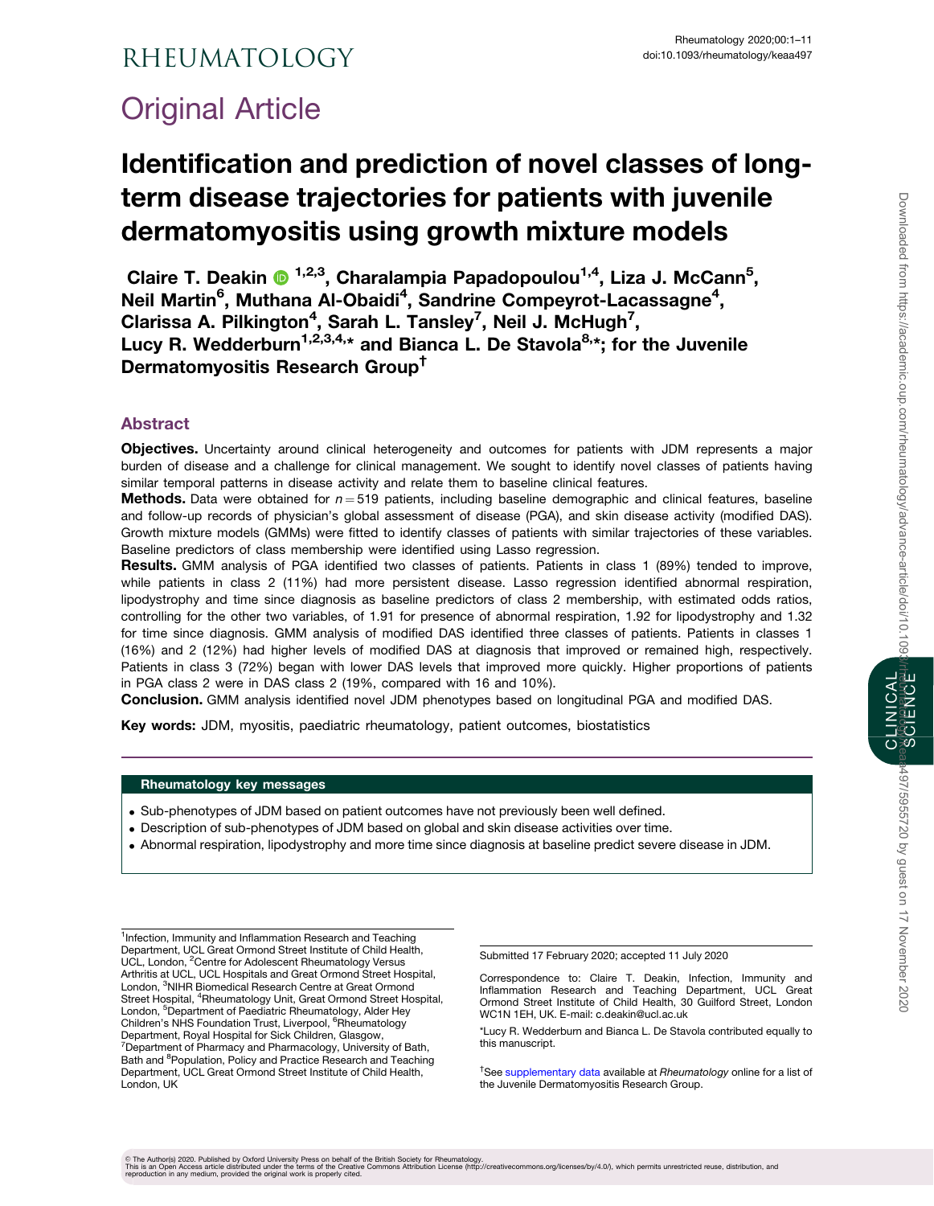# Original Article

# Identification and prediction of novel classes of long-term disease trajectories for patients with juvenile dermatomyositis using growth mixture models

**Claire T. Deakin[1,2,3], Charalampia Papadopoulou[1,4], Liza J. McCann[5], Neil Martin[6], Muthana Al-Obaidi[4], Sandrine Compeyrot-Lacassagne[4], Clarissa A. Pilkington[4], Sarah L. Tansley[7], Neil J. McHugh[7], Lucy R. Wedderburn[1,2,3,4,*] and Bianca L. De Stavola[8,*]; for the Juvenile Dermatomyositis Research Group[†]**

## Abstract

**Objectives.** Uncertainty around clinical heterogeneity and outcomes for patients with JDM represents a major burden of disease and a challenge for clinical management. We sought to identify novel classes of patients having similar temporal patterns in disease activity and relate them to baseline clinical features.

**Methods.** Data were obtained for $n = 519$ patients, including baseline demographic and clinical features, baseline and follow-up records of physician's global assessment of disease (PGA), and skin disease activity (modified DAS). Growth mixture models (GMMs) were fitted to identify classes of patients with similar trajectories of these variables. Baseline predictors of class membership were identified using Lasso regression.

**Results.** GMM analysis of PGA identified two classes of patients. Patients in class 1 (89%) tended to improve, while patients in class 2 (11%) had more persistent disease. Lasso regression identified abnormal respiration, lipodystrophy and time since diagnosis as baseline predictors of class 2 membership, with estimated odds ratios, controlling for the other two variables, of 1.91 for presence of abnormal respiration, 1.92 for lipodystrophy and 1.32 for time since diagnosis. GMM analysis of modified DAS identified three classes of patients. Patients in classes 1 (16%) and 2 (12%) had higher levels of modified DAS at diagnosis that improved or remained high, respectively. Patients in class 3 (72%) began with lower DAS levels that improved more quickly. Higher proportions of patients in PGA class 2 were in DAS class 2 (19%, compared with 16 and 10%).

**Conclusion.** GMM analysis identified novel JDM phenotypes based on longitudinal PGA and modified DAS.

**Key words:** JDM, myositis, paediatric rheumatology, patient outcomes, biostatistics

### Rheumatology key messages

- Sub-phenotypes of JDM based on patient outcomes have not previously been well defined.
- Description of sub-phenotypes of JDM based on global and skin disease activities over time.
- Abnormal respiration, lipodystrophy and more time since diagnosis at baseline predict severe disease in JDM.

---

[1]Infection, Immunity and Inflammation Research and Teaching Department, UCL Great Ormond Street Institute of Child Health, UCL, London, [2]Centre for Adolescent Rheumatology Versus Arthritis at UCL, UCL Hospitals and Great Ormond Street Hospital, London, [3]NIHR Biomedical Research Centre at Great Ormond Street Hospital, [4]Rheumatology Unit, Great Ormond Street Hospital, London, [5]Department of Paediatric Rheumatology, Alder Hey Children's NHS Foundation Trust, Liverpool, [6]Rheumatology Department, Royal Hospital for Sick Children, Glasgow, [7]Department of Pharmacy and Pharmacology, University of Bath, Bath and [8]Population, Policy and Practice Research and Teaching Department, UCL Great Ormond Street Institute of Child Health, London, UK

Submitted 17 February 2020; accepted 11 July 2020

Correspondence to: Claire T. Deakin, Infection, Immunity and Inflammation Research and Teaching Department, UCL Great Ormond Street Institute of Child Health, 30 Guilford Street, London WC1N 1EH, UK. E-mail: c.deakin@ucl.ac.uk

*Lucy R. Wedderburn and Bianca L. De Stavola contributed equally to this manuscript.

†See supplementary data available at *Rheumatology* online for a list of the Juvenile Dermatomyositis Research Group.

© The Author(s) 2020. Published by Oxford University Press on behalf of the British Society for Rheumatology.
This is an Open Access article distributed under the terms of the Creative Commons Attribution License (http://creativecommons.org/licenses/by/4.0/), which permits unrestricted reuse, distribution, and reproduction in any medium, provided the original work is properly cited.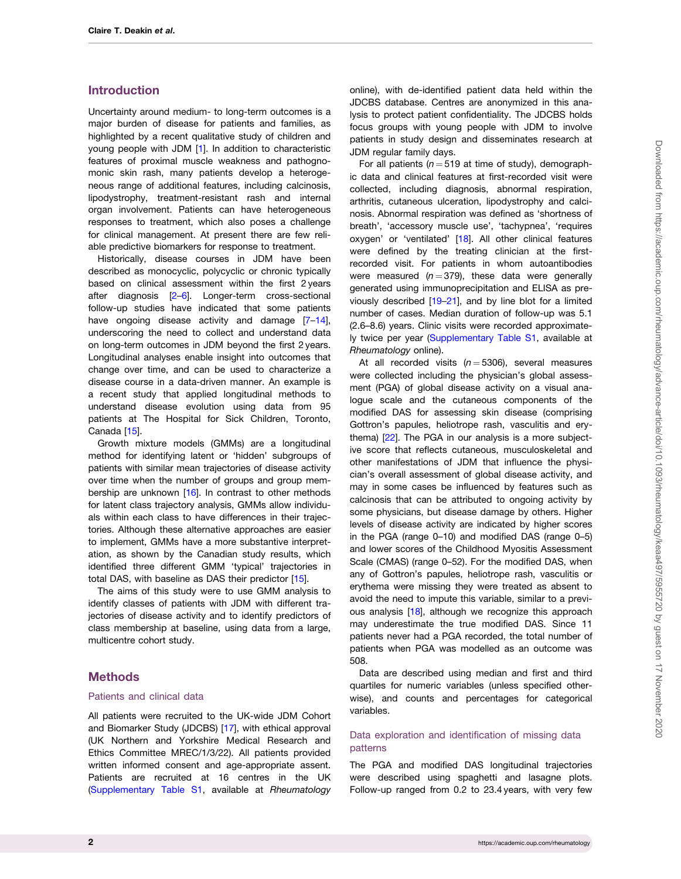## Introduction

Uncertainty around medium- to long-term outcomes is a major burden of disease for patients and families, as highlighted by a recent qualitative study of children and young people with JDM [1]. In addition to characteristic features of proximal muscle weakness and pathognomonic skin rash, many patients develop a heterogeneous range of additional features, including calcinosis, lipodystrophy, treatment-resistant rash and internal organ involvement. Patients can have heterogeneous responses to treatment, which also poses a challenge for clinical management. At present there are few reliable predictive biomarkers for response to treatment.

Historically, disease courses in JDM have been described as monocyclic, polycyclic or chronic typically based on clinical assessment within the first 2 years after diagnosis [2–6]. Longer-term cross-sectional follow-up studies have indicated that some patients have ongoing disease activity and damage [7–14], underscoring the need to collect and understand data on long-term outcomes in JDM beyond the first 2 years. Longitudinal analyses enable insight into outcomes that change over time, and can be used to characterize a disease course in a data-driven manner. An example is a recent study that applied longitudinal methods to understand disease evolution using data from 95 patients at The Hospital for Sick Children, Toronto, Canada [15].

Growth mixture models (GMMs) are a longitudinal method for identifying latent or 'hidden' subgroups of patients with similar mean trajectories of disease activity over time when the number of groups and group membership are unknown [16]. In contrast to other methods for latent class trajectory analysis, GMMs allow individuals within each class to have differences in their trajectories. Although these alternative approaches are easier to implement, GMMs have a more substantive interpretation, as shown by the Canadian study results, which identified three different GMM 'typical' trajectories in total DAS, with baseline as DAS their predictor [15].

The aims of this study were to use GMM analysis to identify classes of patients with JDM with different trajectories of disease activity and to identify predictors of class membership at baseline, using data from a large, multicentre cohort study.

## Methods

### Patients and clinical data

All patients were recruited to the UK-wide JDM Cohort and Biomarker Study (JDCBS) [17], with ethical approval (UK Northern and Yorkshire Medical Research and Ethics Committee MREC/1/3/22). All patients provided written informed consent and age-appropriate assent. Patients are recruited at 16 centres in the UK (Supplementary Table S1, available at *Rheumatology* online), with de-identified patient data held within the JDCBS database. Centres are anonymized in this analysis to protect patient confidentiality. The JDCBS holds focus groups with young people with JDM to involve patients in study design and disseminates research at JDM regular family days.

For all patients ($n = 519$ at time of study), demographic data and clinical features at first-recorded visit were collected, including diagnosis, abnormal respiration, arthritis, cutaneous ulceration, lipodystrophy and calcinosis. Abnormal respiration was defined as 'shortness of breath', 'accessory muscle use', 'tachypnea', 'requires oxygen' or 'ventilated' [18]. All other clinical features were defined by the treating clinician at the first-recorded visit. For patients in whom autoantibodies were measured ($n = 379$), these data were generally generated using immunoprecipitation and ELISA as previously described [19–21], and by line blot for a limited number of cases. Median duration of follow-up was 5.1 (2.6–8.6) years. Clinic visits were recorded approximately twice per year (Supplementary Table S1, available at *Rheumatology* online).

At all recorded visits ($n = 5306$), several measures were collected including the physician's global assessment (PGA) of global disease activity on a visual analogue scale and the cutaneous components of the modified DAS for assessing skin disease (comprising Gottron's papules, heliotrope rash, vasculitis and erythema) [22]. The PGA in our analysis is a more subjective score that reflects cutaneous, musculoskeletal and other manifestations of JDM that influence the physician's overall assessment of global disease activity, and may in some cases be influenced by features such as calcinosis that can be attributed to ongoing activity by some physicians, but disease damage by others. Higher levels of disease activity are indicated by higher scores in the PGA (range 0–10) and modified DAS (range 0–5) and lower scores of the Childhood Myositis Assessment Scale (CMAS) (range 0–52). For the modified DAS, when any of Gottron's papules, heliotrope rash, vasculitis or erythema were missing they were treated as absent to avoid the need to impute this variable, similar to a previous analysis [18], although we recognize this approach may underestimate the true modified DAS. Since 11 patients never had a PGA recorded, the total number of patients when PGA was modelled as an outcome was 508.

Data are described using median and first and third quartiles for numeric variables (unless specified otherwise), and counts and percentages for categorical variables.

### Data exploration and identification of missing data patterns

The PGA and modified DAS longitudinal trajectories were described using spaghetti and lasagne plots. Follow-up ranged from 0.2 to 23.4 years, with very few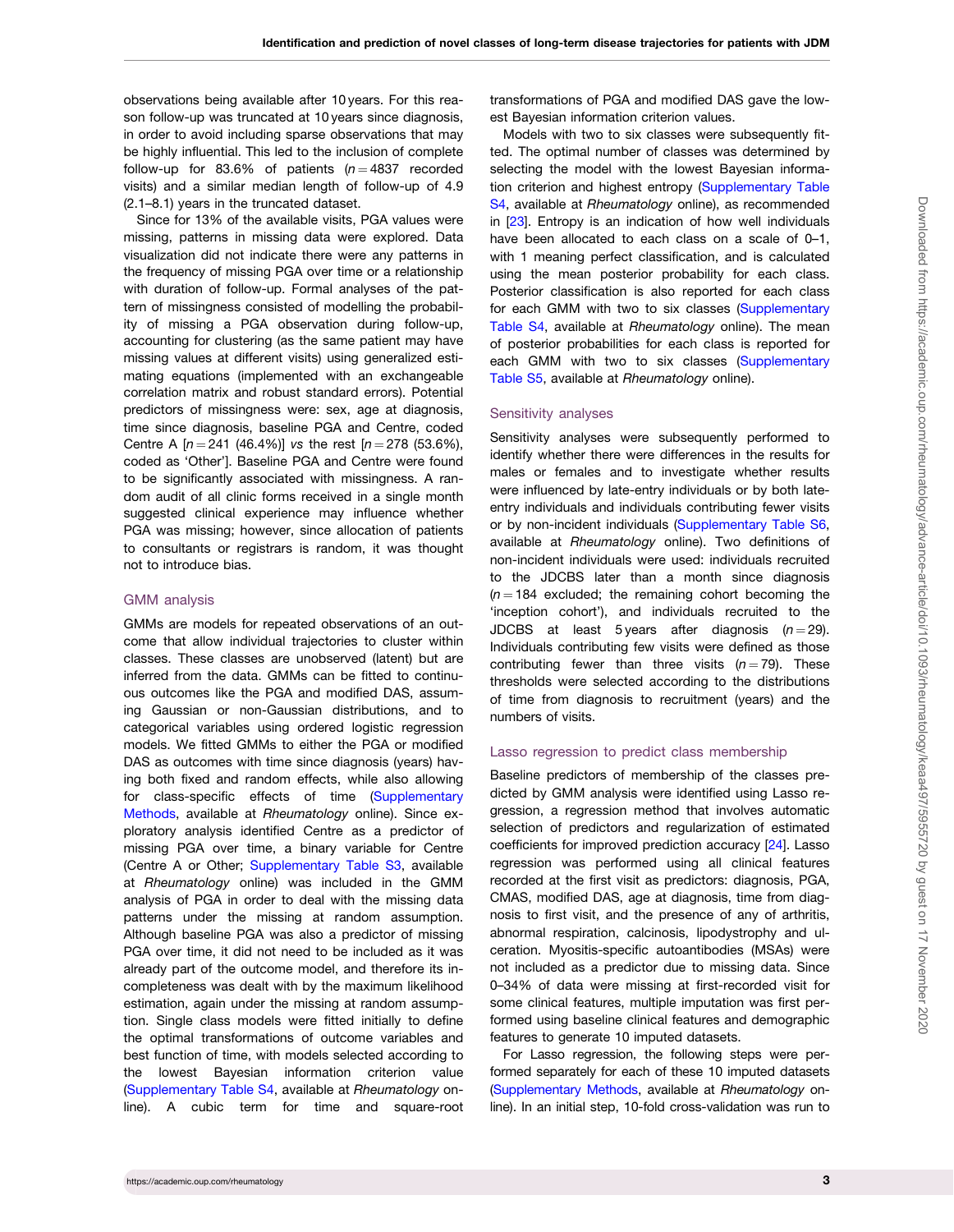observations being available after 10 years. For this reason follow-up was truncated at 10 years since diagnosis, in order to avoid including sparse observations that may be highly influential. This led to the inclusion of complete follow-up for 83.6% of patients ($n = 4837$ recorded visits) and a similar median length of follow-up of 4.9 (2.1–8.1) years in the truncated dataset.

Since for 13% of the available visits, PGA values were missing, patterns in missing data were explored. Data visualization did not indicate there were any patterns in the frequency of missing PGA over time or a relationship with duration of follow-up. Formal analyses of the pattern of missingness consisted of modelling the probability of missing a PGA observation during follow-up, accounting for clustering (as the same patient may have missing values at different visits) using generalized estimating equations (implemented with an exchangeable correlation matrix and robust standard errors). Potential predictors of missingness were: sex, age at diagnosis, time since diagnosis, baseline PGA and Centre, coded Centre A [$n = 241$ (46.4%)] *vs* the rest [$n = 278$ (53.6%), coded as 'Other']. Baseline PGA and Centre were found to be significantly associated with missingness. A random audit of all clinic forms received in a single month suggested clinical experience may influence whether PGA was missing; however, since allocation of patients to consultants or registrars is random, it was thought not to introduce bias.

### GMM analysis

GMMs are models for repeated observations of an outcome that allow individual trajectories to cluster within classes. These classes are unobserved (latent) but are inferred from the data. GMMs can be fitted to continuous outcomes like the PGA and modified DAS, assuming Gaussian or non-Gaussian distributions, and to categorical variables using ordered logistic regression models. We fitted GMMs to either the PGA or modified DAS as outcomes with time since diagnosis (years) having both fixed and random effects, while also allowing for class-specific effects of time (Supplementary Methods, available at *Rheumatology* online). Since exploratory analysis identified Centre as a predictor of missing PGA over time, a binary variable for Centre (Centre A or Other; Supplementary Table S3, available at *Rheumatology* online) was included in the GMM analysis of PGA in order to deal with the missing data patterns under the missing at random assumption. Although baseline PGA was also a predictor of missing PGA over time, it did not need to be included as it was already part of the outcome model, and therefore its incompleteness was dealt with by the maximum likelihood estimation, again under the missing at random assumption. Single class models were fitted initially to define the optimal transformations of outcome variables and best function of time, with models selected according to the lowest Bayesian information criterion value (Supplementary Table S4, available at *Rheumatology* online). A cubic term for time and square-root transformations of PGA and modified DAS gave the lowest Bayesian information criterion values.

Models with two to six classes were subsequently fitted. The optimal number of classes was determined by selecting the model with the lowest Bayesian information criterion and highest entropy (Supplementary Table S4, available at *Rheumatology* online), as recommended in [23]. Entropy is an indication of how well individuals have been allocated to each class on a scale of 0–1, with 1 meaning perfect classification, and is calculated using the mean posterior probability for each class. Posterior classification is also reported for each class for each GMM with two to six classes (Supplementary Table S4, available at *Rheumatology* online). The mean of posterior probabilities for each class is reported for each GMM with two to six classes (Supplementary Table S5, available at *Rheumatology* online).

### Sensitivity analyses

Sensitivity analyses were subsequently performed to identify whether there were differences in the results for males or females and to investigate whether results were influenced by late-entry individuals or by both late-entry individuals and individuals contributing fewer visits or by non-incident individuals (Supplementary Table S6, available at *Rheumatology* online). Two definitions of non-incident individuals were used: individuals recruited to the JDCBS later than a month since diagnosis ($n = 184$ excluded; the remaining cohort becoming the 'inception cohort'), and individuals recruited to the JDCBS at least 5 years after diagnosis ($n = 29$). Individuals contributing few visits were defined as those contributing fewer than three visits ($n = 79$). These thresholds were selected according to the distributions of time from diagnosis to recruitment (years) and the numbers of visits.

### Lasso regression to predict class membership

Baseline predictors of membership of the classes predicted by GMM analysis were identified using Lasso regression, a regression method that involves automatic selection of predictors and regularization of estimated coefficients for improved prediction accuracy [24]. Lasso regression was performed using all clinical features recorded at the first visit as predictors: diagnosis, PGA, CMAS, modified DAS, age at diagnosis, time from diagnosis to first visit, and the presence of any of arthritis, abnormal respiration, calcinosis, lipodystrophy and ulceration. Myositis-specific autoantibodies (MSAs) were not included as a predictor due to missing data. Since 0–34% of data were missing at first-recorded visit for some clinical features, multiple imputation was first performed using baseline clinical features and demographic features to generate 10 imputed datasets.

For Lasso regression, the following steps were performed separately for each of these 10 imputed datasets (Supplementary Methods, available at *Rheumatology* online). In an initial step, 10-fold cross-validation was run to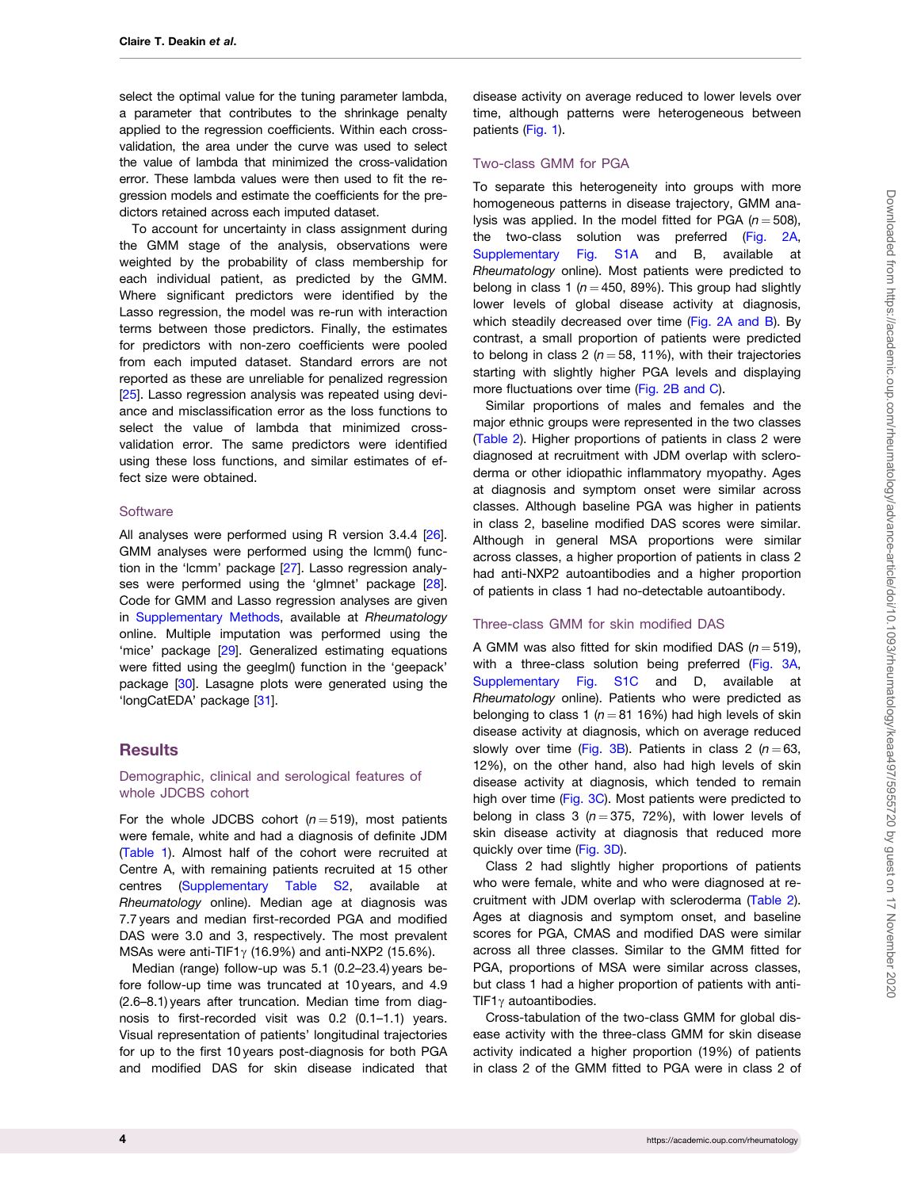select the optimal value for the tuning parameter lambda, a parameter that contributes to the shrinkage penalty applied to the regression coefficients. Within each cross-validation, the area under the curve was used to select the value of lambda that minimized the cross-validation error. These lambda values were then used to fit the regression models and estimate the coefficients for the predictors retained across each imputed dataset.

To account for uncertainty in class assignment during the GMM stage of the analysis, observations were weighted by the probability of class membership for each individual patient, as predicted by the GMM. Where significant predictors were identified by the Lasso regression, the model was re-run with interaction terms between those predictors. Finally, the estimates for predictors with non-zero coefficients were pooled from each imputed dataset. Standard errors are not reported as these are unreliable for penalized regression [25]. Lasso regression analysis was repeated using deviance and misclassification error as the loss functions to select the value of lambda that minimized cross-validation error. The same predictors were identified using these loss functions, and similar estimates of effect size were obtained.

### Software

All analyses were performed using R version 3.4.4 [26]. GMM analyses were performed using the lcmm() function in the 'lcmm' package [27]. Lasso regression analyses were performed using the 'glmnet' package [28]. Code for GMM and Lasso regression analyses are given in Supplementary Methods, available at *Rheumatology* online. Multiple imputation was performed using the 'mice' package [29]. Generalized estimating equations were fitted using the geeglm() function in the 'geepack' package [30]. Lasagne plots were generated using the 'longCatEDA' package [31].

## Results

### Demographic, clinical and serological features of whole JDCBS cohort

For the whole JDCBS cohort ($n = 519$), most patients were female, white and had a diagnosis of definite JDM (Table 1). Almost half of the cohort were recruited at Centre A, with remaining patients recruited at 15 other centres (Supplementary Table S2, available at *Rheumatology* online). Median age at diagnosis was 7.7 years and median first-recorded PGA and modified DAS were 3.0 and 3, respectively. The most prevalent MSAs were anti-TIF1$\gamma$ (16.9%) and anti-NXP2 (15.6%).

Median (range) follow-up was 5.1 (0.2–23.4) years before follow-up time was truncated at 10 years, and 4.9 (2.6–8.1) years after truncation. Median time from diagnosis to first-recorded visit was 0.2 (0.1–1.1) years. Visual representation of patients' longitudinal trajectories for up to the first 10 years post-diagnosis for both PGA and modified DAS for skin disease indicated that disease activity on average reduced to lower levels over time, although patterns were heterogeneous between patients (Fig. 1).

### Two-class GMM for PGA

To separate this heterogeneity into groups with more homogeneous patterns in disease trajectory, GMM analysis was applied. In the model fitted for PGA ($n = 508$), the two-class solution was preferred (Fig. 2A, Supplementary Fig. S1A and B, available at *Rheumatology* online). Most patients were predicted to belong in class 1 ($n = 450$, 89%). This group had slightly lower levels of global disease activity at diagnosis, which steadily decreased over time (Fig. 2A and B). By contrast, a small proportion of patients were predicted to belong to class 2 ($n = 58$, 11%), with their trajectories starting with slightly higher PGA levels and displaying more fluctuations over time (Fig. 2B and C).

Similar proportions of males and females and the major ethnic groups were represented in the two classes (Table 2). Higher proportions of patients in class 2 were diagnosed at recruitment with JDM overlap with scleroderma or other idiopathic inflammatory myopathy. Ages at diagnosis and symptom onset were similar across classes. Although baseline PGA was higher in patients in class 2, baseline modified DAS scores were similar. Although in general MSA proportions were similar across classes, a higher proportion of patients in class 2 had anti-NXP2 autoantibodies and a higher proportion of patients in class 1 had no-detectable autoantibody.

### Three-class GMM for skin modified DAS

A GMM was also fitted for skin modified DAS ($n = 519$), with a three-class solution being preferred (Fig. 3A, Supplementary Fig. S1C and D, available at *Rheumatology* online). Patients who were predicted as belonging to class 1 ($n = 81$ 16%) had high levels of skin disease activity at diagnosis, which on average reduced slowly over time (Fig. 3B). Patients in class 2 ($n = 63$, 12%), on the other hand, also had high levels of skin disease activity at diagnosis, which tended to remain high over time (Fig. 3C). Most patients were predicted to belong to class 3 ($n = 375$, 72%), with lower levels of skin disease activity at diagnosis that reduced more quickly over time (Fig. 3D).

Class 2 had slightly higher proportions of patients who were female, white and who were diagnosed at recruitment with JDM overlap with scleroderma (Table 2). Ages at diagnosis and symptom onset, and baseline scores for PGA, CMAS and modified DAS were similar across all three classes. Similar to the GMM fitted for PGA, proportions of MSA were similar across classes, but class 1 had a higher proportion of patients with anti-TIF1$\gamma$ autoantibodies.

Cross-tabulation of the two-class GMM for global disease activity with the three-class GMM for skin disease activity indicated a higher proportion (19%) of patients in class 2 of the GMM fitted to PGA were in class 2 of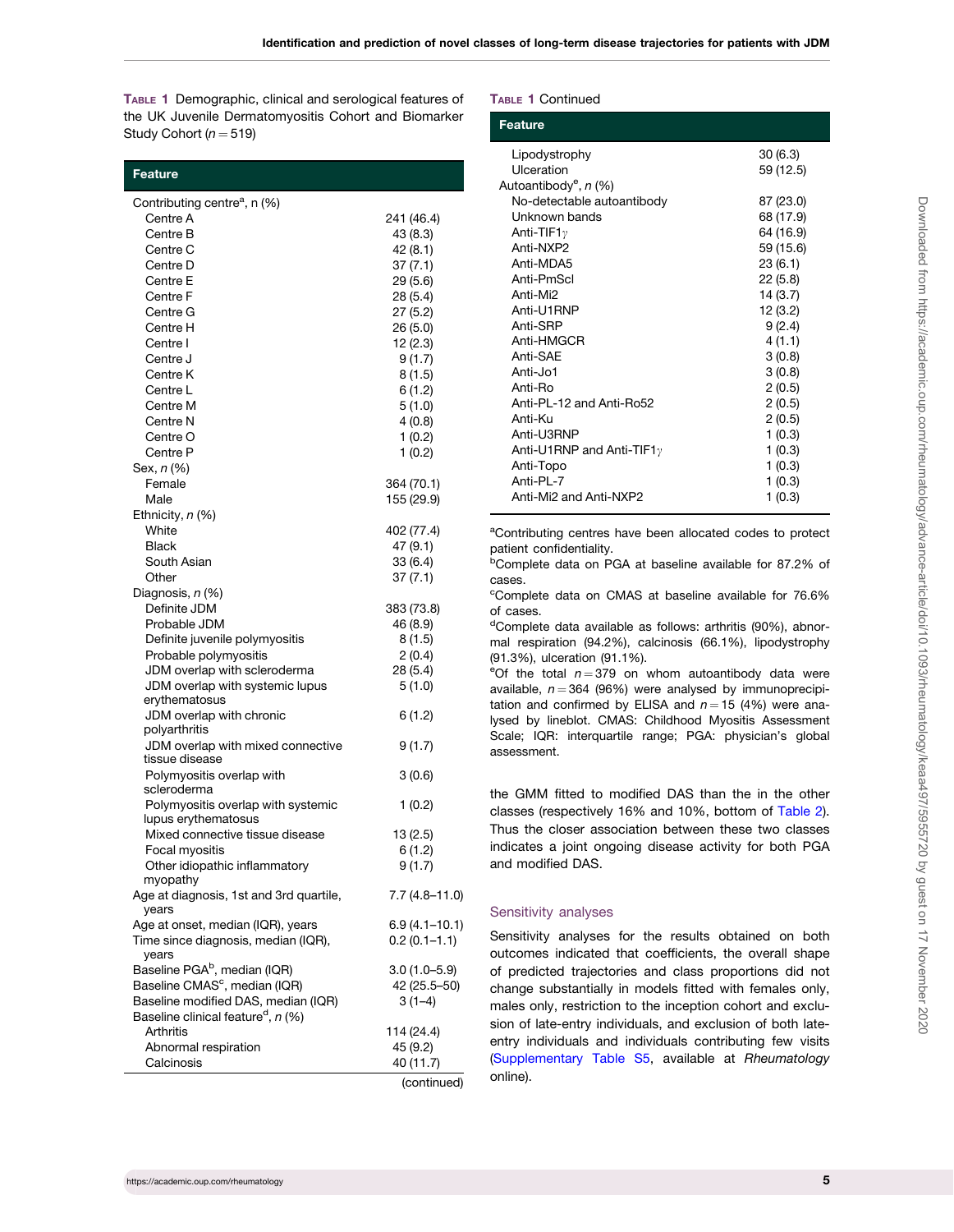**Table 1** Demographic, clinical and serological features of the UK Juvenile Dermatomyositis Cohort and Biomarker Study Cohort ($n = 519$)

| Feature | |
|---|---|
| Contributing centre[a], n (%) | |
| Centre A | 241 (46.4) |
| Centre B | 43 (8.3) |
| Centre C | 42 (8.1) |
| Centre D | 37 (7.1) |
| Centre E | 29 (5.6) |
| Centre F | 28 (5.4) |
| Centre G | 27 (5.2) |
| Centre H | 26 (5.0) |
| Centre I | 12 (2.3) |
| Centre J | 9 (1.7) |
| Centre K | 8 (1.5) |
| Centre L | 6 (1.2) |
| Centre M | 5 (1.0) |
| Centre N | 4 (0.8) |
| Centre O | 1 (0.2) |
| Centre P | 1 (0.2) |
| Sex, *n* (%) | |
| Female | 364 (70.1) |
| Male | 155 (29.9) |
| Ethnicity, *n* (%) | |
| White | 402 (77.4) |
| Black | 47 (9.1) |
| South Asian | 33 (6.4) |
| Other | 37 (7.1) |
| Diagnosis, *n* (%) | |
| Definite JDM | 383 (73.8) |
| Probable JDM | 46 (8.9) |
| Definite juvenile polymyositis | 8 (1.5) |
| Probable polymyositis | 2 (0.4) |
| JDM overlap with scleroderma | 28 (5.4) |
| JDM overlap with systemic lupus erythematosus | 5 (1.0) |
| JDM overlap with chronic polyarthritis | 6 (1.2) |
| JDM overlap with mixed connective tissue disease | 9 (1.7) |
| Polymyositis overlap with scleroderma | 3 (0.6) |
| Polymyositis overlap with systemic lupus erythematosus | 1 (0.2) |
| Mixed connective tissue disease | 13 (2.5) |
| Focal myositis | 6 (1.2) |
| Other idiopathic inflammatory myopathy | 9 (1.7) |
| Age at diagnosis, 1st and 3rd quartile, years | 7.7 (4.8–11.0) |
| Age at onset, median (IQR), years | 6.9 (4.1–10.1) |
| Time since diagnosis, median (IQR), years | 0.2 (0.1–1.1) |
| Baseline PGA[b], median (IQR) | 3.0 (1.0–5.9) |
| Baseline CMAS[c], median (IQR) | 42 (25.5–50) |
| Baseline modified DAS, median (IQR) | 3 (1–4) |
| Baseline clinical feature[d], *n* (%) | |
| Arthritis | 114 (24.4) |
| Abnormal respiration | 45 (9.2) |
| Calcinosis | 40 (11.7) |
| Lipodystrophy | 30 (6.3) |
| Ulceration | 59 (12.5) |
| Autoantibody[e], *n* (%) | |
| No-detectable autoantibody | 87 (23.0) |
| Unknown bands | 68 (17.9) |
| Anti-TIF1$\gamma$ | 64 (16.9) |
| Anti-NXP2 | 59 (15.6) |
| Anti-MDA5 | 23 (6.1) |
| Anti-PmScl | 22 (5.8) |
| Anti-Mi2 | 14 (3.7) |
| Anti-U1RNP | 12 (3.2) |
| Anti-SRP | 9 (2.4) |
| Anti-HMGCR | 4 (1.1) |
| Anti-SAE | 3 (0.8) |
| Anti-Jo1 | 3 (0.8) |
| Anti-Ro | 2 (0.5) |
| Anti-PL-12 and Anti-Ro52 | 2 (0.5) |
| Anti-Ku | 2 (0.5) |
| Anti-U3RNP | 1 (0.3) |
| Anti-U1RNP and Anti-TIF1$\gamma$ | 1 (0.3) |
| Anti-Topo | 1 (0.3) |
| Anti-PL-7 | 1 (0.3) |
| Anti-Mi2 and Anti-NXP2 | 1 (0.3) |

[a]Contributing centres have been allocated codes to protect patient confidentiality.
[b]Complete data on PGA at baseline available for 87.2% of cases.
[c]Complete data on CMAS at baseline available for 76.6% of cases.
[d]Complete data available as follows: arthritis (90%), abnormal respiration (94.2%), calcinosis (66.1%), lipodystrophy (91.3%), ulceration (91.1%).
[e]Of the total $n = 379$ on whom autoantibody data were available, $n = 364$ (96%) were analysed by immunoprecipitation and confirmed by ELISA and $n = 15$ (4%) were analysed by lineblot. CMAS: Childhood Myositis Assessment Scale; IQR: interquartile range; PGA: physician's global assessment.

the GMM fitted to modified DAS than the in the other classes (respectively 16% and 10%, bottom of Table 2). Thus the closer association between these two classes indicates a joint ongoing disease activity for both PGA and modified DAS.

## Sensitivity analyses

Sensitivity analyses for the results obtained on both outcomes indicated that coefficients, the overall shape of predicted trajectories and class proportions did not change substantially in models fitted with females only, males only, restriction to the inception cohort and exclusion of late-entry individuals, and exclusion of both late-entry individuals and individuals contributing few visits (Supplementary Table S5, available at *Rheumatology* online).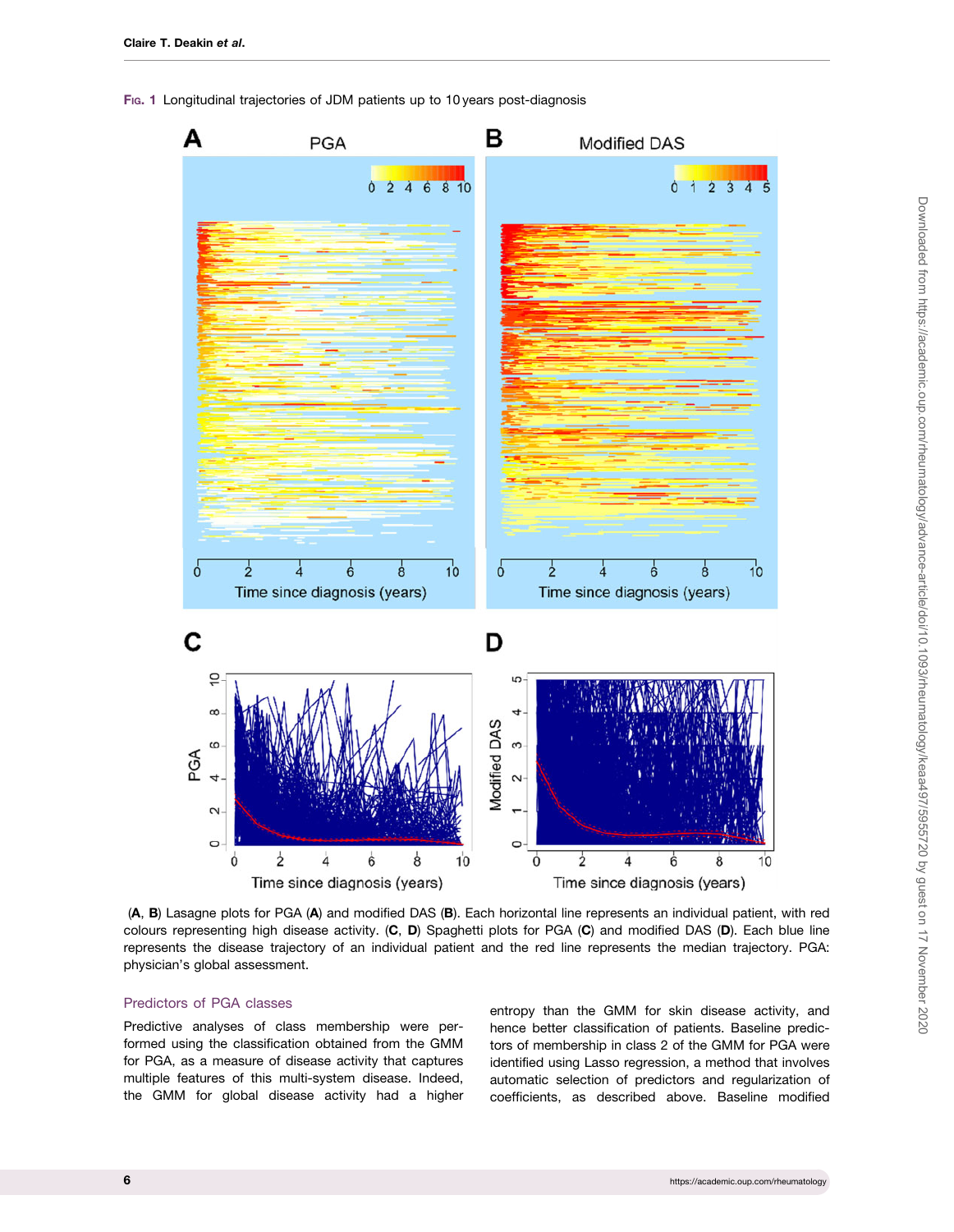Fig. 1 Longitudinal trajectories of JDM patients up to 10 years post-diagnosis

(**A**, **B**) Lasagne plots for PGA (**A**) and modified DAS (**B**). Each horizontal line represents an individual patient, with red colours representing high disease activity. (**C**, **D**) Spaghetti plots for PGA (**C**) and modified DAS (**D**). Each blue line represents the disease trajectory of an individual patient and the red line represents the median trajectory. PGA: physician's global assessment.

### Predictors of PGA classes

Predictive analyses of class membership were performed using the classification obtained from the GMM for PGA, as a measure of disease activity that captures multiple features of this multi-system disease. Indeed, the GMM for global disease activity had a higher entropy than the GMM for skin disease activity, and hence better classification of patients. Baseline predictors of membership in class 2 of the GMM for PGA were identified using Lasso regression, a method that involves automatic selection of predictors and regularization of coefficients, as described above. Baseline modified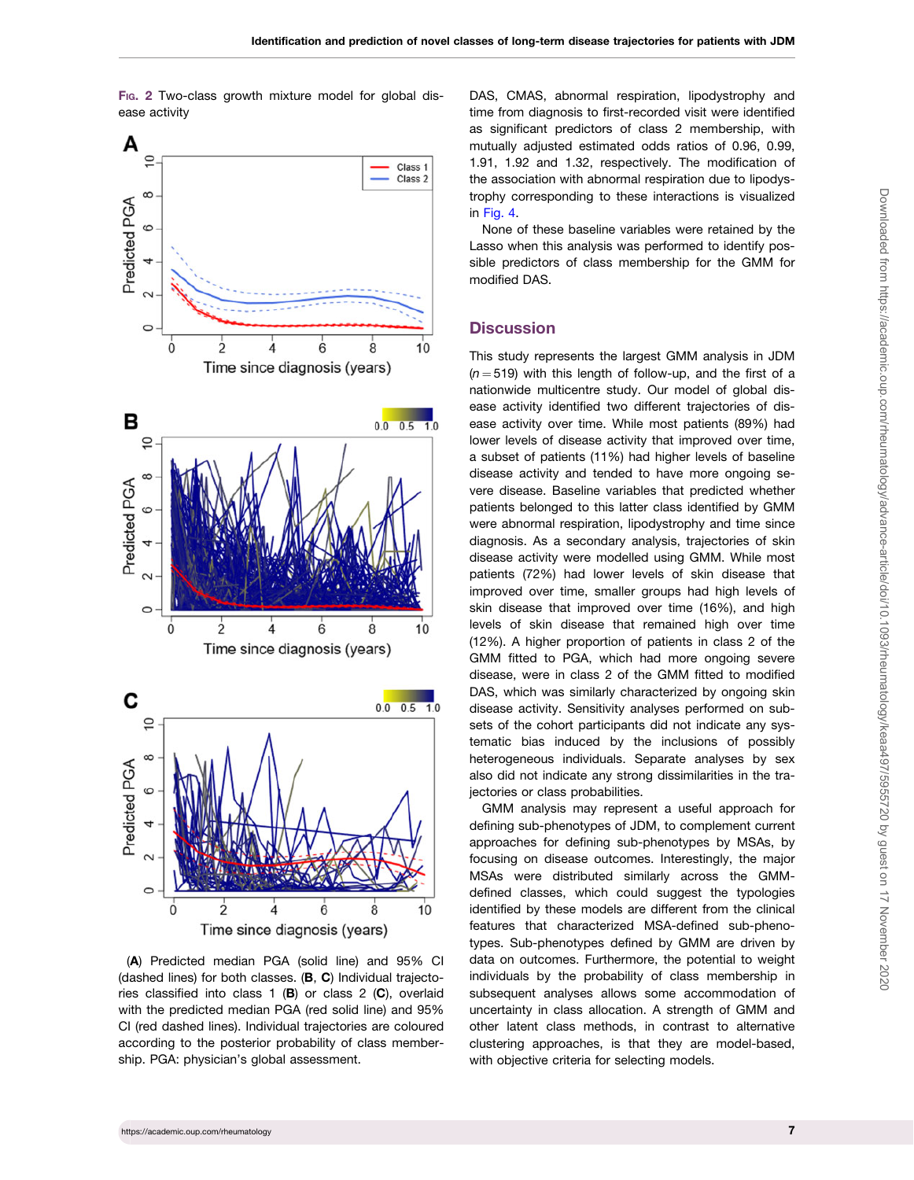Fig. 2 Two-class growth mixture model for global disease activity

(**A**) Predicted median PGA (solid line) and 95% CI (dashed lines) for both classes. (**B**, **C**) Individual trajectories classified into class 1 (**B**) or class 2 (**C**), overlaid with the predicted median PGA (red solid line) and 95% CI (red dashed lines). Individual trajectories are coloured according to the posterior probability of class membership. PGA: physician's global assessment.

DAS, CMAS, abnormal respiration, lipodystrophy and time from diagnosis to first-recorded visit were identified as significant predictors of class 2 membership, with mutually adjusted estimated odds ratios of 0.96, 0.99, 1.91, 1.92 and 1.32, respectively. The modification of the association with abnormal respiration due to lipodystrophy corresponding to these interactions is visualized in Fig. 4.

None of these baseline variables were retained by the Lasso when this analysis was performed to identify possible predictors of class membership for the GMM for modified DAS.

## Discussion

This study represents the largest GMM analysis in JDM ($n = 519$) with this length of follow-up, and the first of a nationwide multicentre study. Our model of global disease activity identified two different trajectories of disease activity over time. While most patients (89%) had lower levels of disease activity that improved over time, a subset of patients (11%) had higher levels of baseline disease activity and tended to have more ongoing severe disease. Baseline variables that predicted whether patients belonged to this latter class identified by GMM were abnormal respiration, lipodystrophy and time since diagnosis. As a secondary analysis, trajectories of skin disease activity were modelled using GMM. While most patients (72%) had lower levels of skin disease that improved over time, smaller groups had high levels of skin disease that improved over time (16%), and high levels of skin disease that remained high over time (12%). A higher proportion of patients in class 2 of the GMM fitted to PGA, which had more ongoing severe disease, were in class 2 of the GMM fitted to modified DAS, which was similarly characterized by ongoing skin disease activity. Sensitivity analyses performed on subsets of the cohort participants did not indicate any systematic bias induced by the inclusions of possibly heterogeneous individuals. Separate analyses by sex also did not indicate any strong dissimilarities in the trajectories or class probabilities.

GMM analysis may represent a useful approach for defining sub-phenotypes of JDM, to complement current approaches for defining sub-phenotypes by MSAs, by focusing on disease outcomes. Interestingly, the major MSAs were distributed similarly across the GMM-defined classes, which could suggest the typologies identified by these models are different from the clinical features that characterized MSA-defined sub-phenotypes. Sub-phenotypes defined by GMM are driven by data on outcomes. Furthermore, the potential to weight individuals by the probability of class membership in subsequent analyses allows some accommodation of uncertainty in class allocation. A strength of GMM and other latent class methods, in contrast to alternative clustering approaches, is that they are model-based, with objective criteria for selecting models.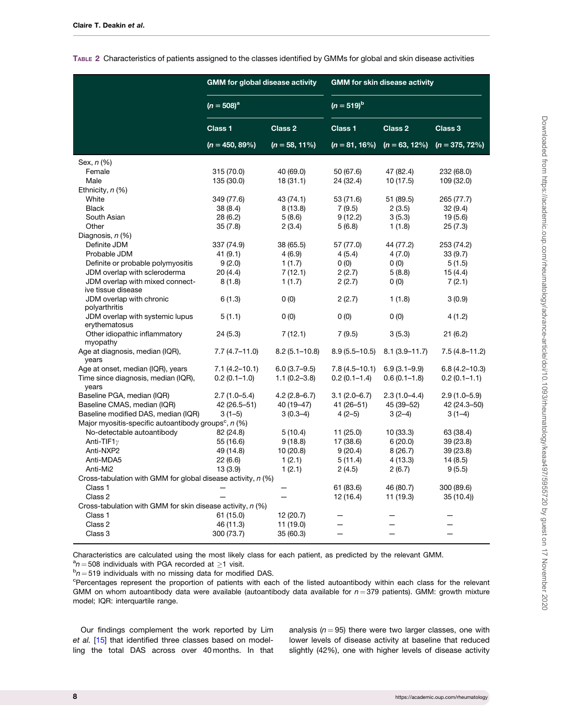**Table 2** Characteristics of patients assigned to the classes identified by GMMs for global and skin disease activities

| | GMM for global disease activity | | GMM for skin disease activity | | |
|---|---|---|---|---|---|
| | ($n = 508$)[a] | | ($n = 519$)[b] | | |
| | Class 1 | Class 2 | Class 1 | Class 2 | Class 3 |
| | ($n = 450$, 89%) | ($n = 58$, 11%) | ($n = 81$, 16%) | ($n = 63$, 12%) | ($n = 375$, 72%) |
| Sex, *n* (%) | | | | | |
| Female | 315 (70.0) | 40 (69.0) | 50 (67.6) | 47 (82.4) | 232 (68.0) |
| Male | 135 (30.0) | 18 (31.1) | 24 (32.4) | 10 (17.5) | 109 (32.0) |
| Ethnicity, *n* (%) | | | | | |
| White | 349 (77.6) | 43 (74.1) | 53 (71.6) | 51 (89.5) | 265 (77.7) |
| Black | 38 (8.4) | 8 (13.8) | 7 (9.5) | 2 (3.5) | 32 (9.4) |
| South Asian | 28 (6.2) | 5 (8.6) | 9 (12.2) | 3 (5.3) | 19 (5.6) |
| Other | 35 (7.8) | 2 (3.4) | 5 (6.8) | 1 (1.8) | 25 (7.3) |
| Diagnosis, *n* (%) | | | | | |
| Definite JDM | 337 (74.9) | 38 (65.5) | 57 (77.0) | 44 (77.2) | 253 (74.2) |
| Probable JDM | 41 (9.1) | 4 (6.9) | 4 (5.4) | 4 (7.0) | 33 (9.7) |
| Definite or probable polymyositis | 9 (2.0) | 1 (1.7) | 0 (0) | 0 (0) | 5 (1.5) |
| JDM overlap with scleroderma | 20 (4.4) | 7 (12.1) | 2 (2.7) | 5 (8.8) | 15 (4.4) |
| JDM overlap with mixed connective tissue disease | 8 (1.8) | 1 (1.7) | 2 (2.7) | 0 (0) | 7 (2.1) |
| JDM overlap with chronic polyarthritis | 6 (1.3) | 0 (0) | 2 (2.7) | 1 (1.8) | 3 (0.9) |
| JDM overlap with systemic lupus erythematosus | 5 (1.1) | 0 (0) | 0 (0) | 0 (0) | 4 (1.2) |
| Other idiopathic inflammatory myopathy | 24 (5.3) | 7 (12.1) | 7 (9.5) | 3 (5.3) | 21 (6.2) |
| Age at diagnosis, median (IQR), years | 7.7 (4.7–11.0) | 8.2 (5.1–10.8) | 8.9 (5.5–10.5) | 8.1 (3.9–11.7) | 7.5 (4.8–11.2) |
| Age at onset, median (IQR), years | 7.1 (4.2–10.1) | 6.0 (3.7–9.5) | 7.8 (4.5–10.1) | 6.9 (3.1–9.9) | 6.8 (4.2–10.3) |
| Time since diagnosis, median (IQR), years | 0.2 (0.1–1.0) | 1.1 (0.2–3.8) | 0.2 (0.1–1.4) | 0.6 (0.1–1.8) | 0.2 (0.1–1.1) |
| Baseline PGA, median (IQR) | 2.7 (1.0–5.4) | 4.2 (2.8–6.7) | 3.1 (2.0–6.7) | 2.3 (1.0–4.4) | 2.9 (1.0–5.9) |
| Baseline CMAS, median (IQR) | 42 (26.5–51) | 40 (19–47) | 41 (26–51) | 45 (39–52) | 42 (24.3–50) |
| Baseline modified DAS, median (IQR) | 3 (1–5) | 3 (0.3–4) | 4 (2–5) | 3 (2–4) | 3 (1–4) |
| Major myositis-specific autoantibody groups[c], *n* (%) | | | | | |
| No-detectable autoantibody | 82 (24.8) | 5 (10.4) | 11 (25.0) | 10 (33.3) | 63 (38.4) |
| Anti-TIF1$\gamma$ | 55 (16.6) | 9 (18.8) | 17 (38.6) | 6 (20.0) | 39 (23.8) |
| Anti-NXP2 | 49 (14.8) | 10 (20.8) | 9 (20.4) | 8 (26.7) | 39 (23.8) |
| Anti-MDA5 | 22 (6.6) | 1 (2.1) | 5 (11.4) | 4 (13.3) | 14 (8.5) |
| Anti-Mi2 | 13 (3.9) | 1 (2.1) | 2 (4.5) | 2 (6.7) | 9 (5.5) |
| Cross-tabulation with GMM for global disease activity, *n* (%) | | | | | |
| Class 1 | — | — | 61 (83.6) | 46 (80.7) | 300 (89.6) |
| Class 2 | — | — | 12 (16.4) | 11 (19.3) | 35 (10.4)) |
| Cross-tabulation with GMM for skin disease activity, *n* (%) | | | | | |
| Class 1 | 61 (15.0) | 12 (20.7) | — | — | — |
| Class 2 | 46 (11.3) | 11 (19.0) | — | — | — |
| Class 3 | 300 (73.7) | 35 (60.3) | — | — | — |

Characteristics are calculated using the most likely class for each patient, as predicted by the relevant GMM.
[a]$n = 508$ individuals with PGA recorded at $\geq 1$ visit.
[b]$n = 519$ individuals with no missing data for modified DAS.
[c]Percentages represent the proportion of patients with each of the listed autoantibody within each class for the relevant GMM on whom autoantibody data were available (autoantibody data available for $n = 379$ patients). GMM: growth mixture model; IQR: interquartile range.

Our findings complement the work reported by Lim *et al.* [15] that identified three classes based on modelling the total DAS across over 40 months. In that analysis ($n = 95$) there were two larger classes, one with lower levels of disease activity at baseline that reduced slightly (42%), one with higher levels of disease activity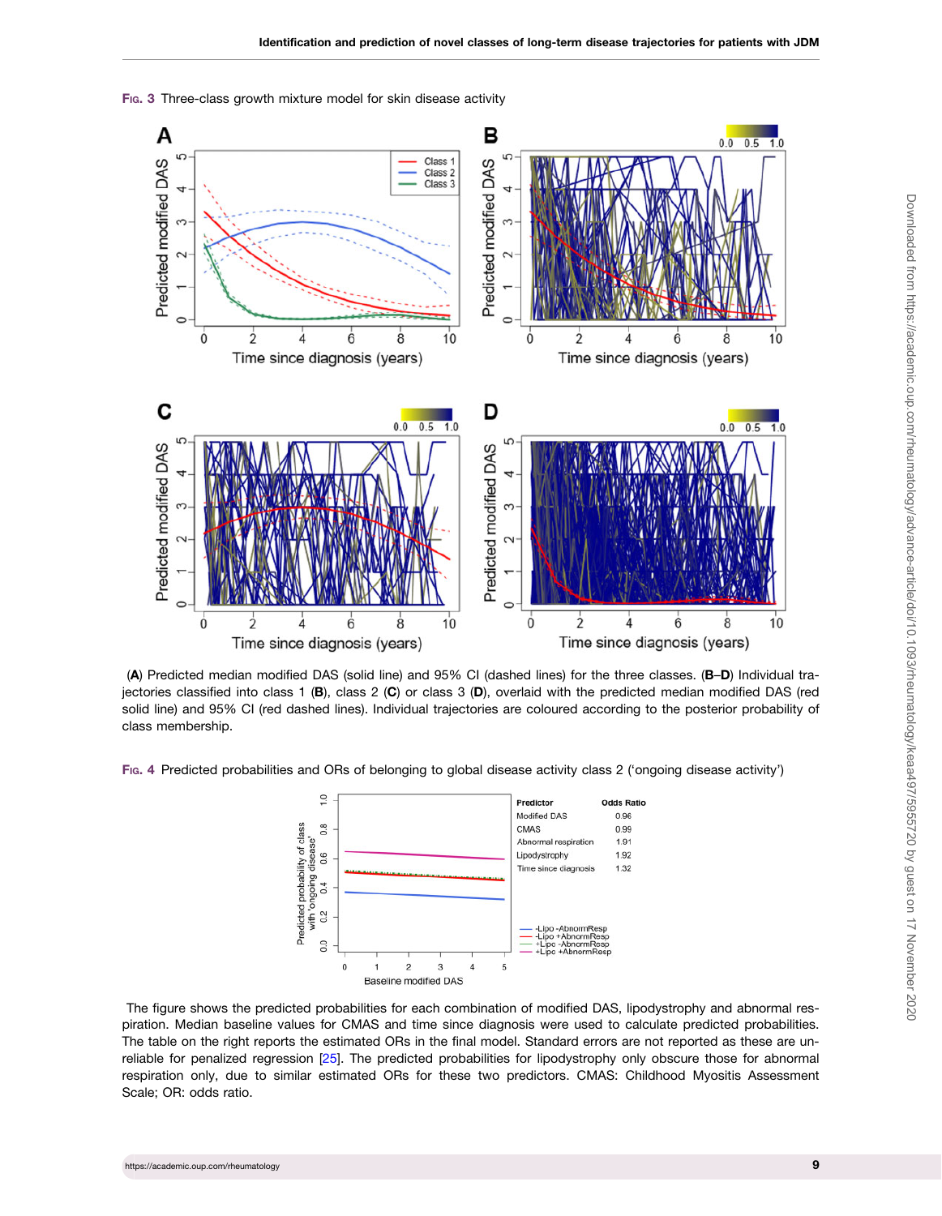Fig. 3 Three-class growth mixture model for skin disease activity

(A) Predicted median modified DAS (solid line) and 95% CI (dashed lines) for the three classes. (B–D) Individual trajectories classified into class 1 (B), class 2 (C) or class 3 (D), overlaid with the predicted median modified DAS (red solid line) and 95% CI (red dashed lines). Individual trajectories are coloured according to the posterior probability of class membership.

Fig. 4 Predicted probabilities and ORs of belonging to global disease activity class 2 ('ongoing disease activity')

| Predictor | Odds Ratio |
|---|---|
| Modified DAS | 0.96 |
| CMAS | 0.99 |
| Abnormal respiration | 1.91 |
| Lipodystrophy | 1.92 |
| Time since diagnosis | 1.32 |

The figure shows the predicted probabilities for each combination of modified DAS, lipodystrophy and abnormal respiration. Median baseline values for CMAS and time since diagnosis were used to calculate predicted probabilities. The table on the right reports the estimated ORs in the final model. Standard errors are not reported as these are unreliable for penalized regression [25]. The predicted probabilities for lipodystrophy only obscure those for abnormal respiration only, due to similar estimated ORs for these two predictors. CMAS: Childhood Myositis Assessment Scale; OR: odds ratio.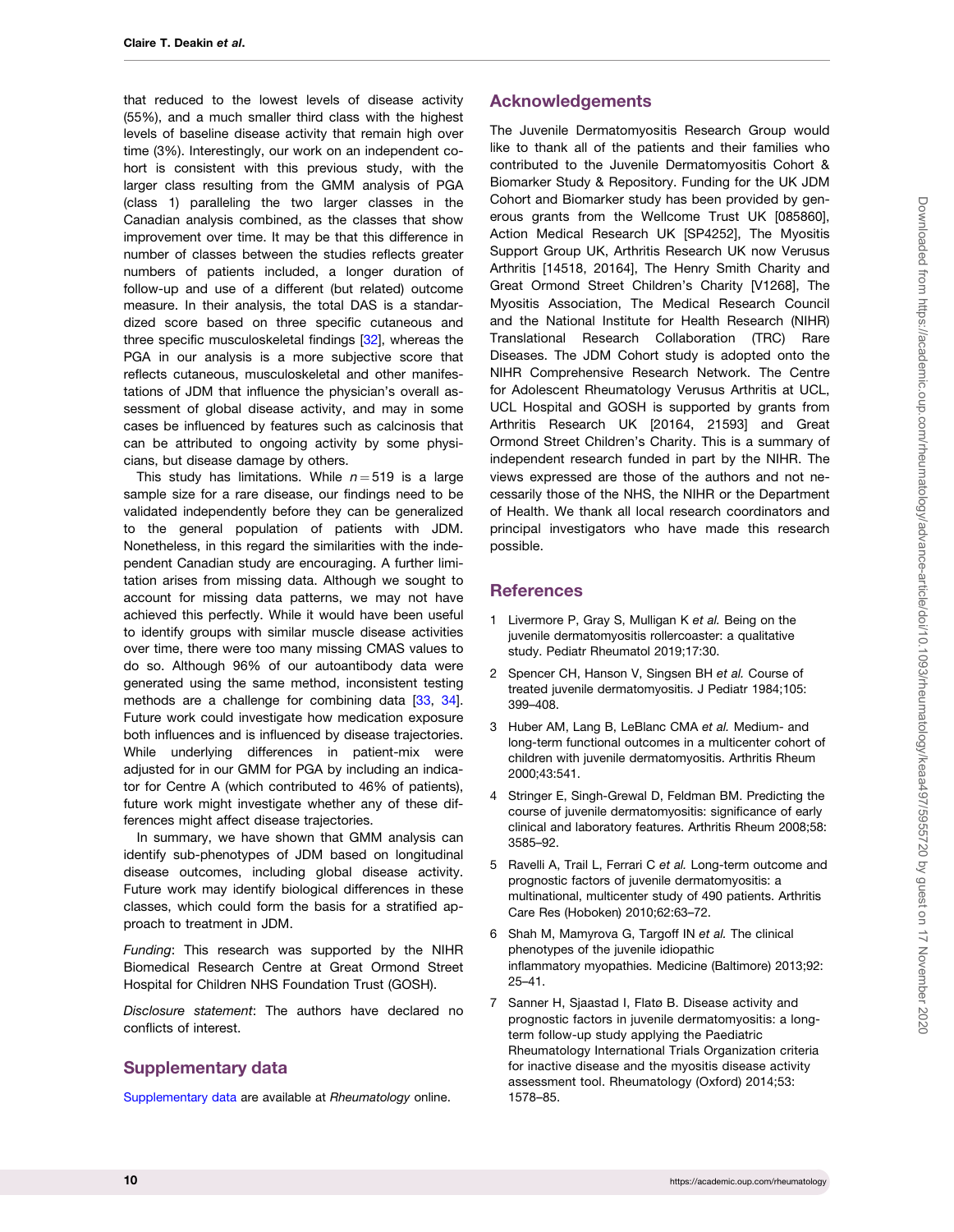that reduced to the lowest levels of disease activity (55%), and a much smaller third class with the highest levels of baseline disease activity that remain high over time (3%). Interestingly, our work on an independent cohort is consistent with this previous study, with the larger class resulting from the GMM analysis of PGA (class 1) paralleling the two larger classes in the Canadian analysis combined, as the classes that show improvement over time. It may be that this difference in number of classes between the studies reflects greater numbers of patients included, a longer duration of follow-up and use of a different (but related) outcome measure. In their analysis, the total DAS is a standardized score based on three specific cutaneous and three specific musculoskeletal findings [32], whereas the PGA in our analysis is a more subjective score that reflects cutaneous, musculoskeletal and other manifestations of JDM that influence the physician's overall assessment of global disease activity, and may in some cases be influenced by features such as calcinosis that can be attributed to ongoing activity by some physicians, but disease damage by others.

This study has limitations. While $n = 519$ is a large sample size for a rare disease, our findings need to be validated independently before they can be generalized to the general population of patients with JDM. Nonetheless, in this regard the similarities with the independent Canadian study are encouraging. A further limitation arises from missing data. Although we sought to account for missing data patterns, we may not have achieved this perfectly. While it would have been useful to identify groups with similar muscle disease activities over time, there were too many missing CMAS values to do so. Although 96% of our autoantibody data were generated using the same method, inconsistent testing methods are a challenge for combining data [33, 34]. Future work could investigate how medication exposure both influences and is influenced by disease trajectories. While underlying differences in patient-mix were adjusted for in our GMM for PGA by including an indicator for Centre A (which contributed to 46% of patients), future work might investigate whether any of these differences might affect disease trajectories.

In summary, we have shown that GMM analysis can identify sub-phenotypes of JDM based on longitudinal disease outcomes, including global disease activity. Future work may identify biological differences in these classes, which could form the basis for a stratified approach to treatment in JDM.

*Funding*: This research was supported by the NIHR Biomedical Research Centre at Great Ormond Street Hospital for Children NHS Foundation Trust (GOSH).

*Disclosure statement*: The authors have declared no conflicts of interest.

## Supplementary data

Supplementary data are available at *Rheumatology* online.

## Acknowledgements

The Juvenile Dermatomyositis Research Group would like to thank all of the patients and their families who contributed to the Juvenile Dermatomyositis Cohort & Biomarker Study & Repository. Funding for the UK JDM Cohort and Biomarker study has been provided by generous grants from the Wellcome Trust UK [085860], Action Medical Research UK [SP4252], The Myositis Support Group UK, Arthritis Research UK now Versus Arthritis [14518, 20164], The Henry Smith Charity and Great Ormond Street Children's Charity [V1268], The Myositis Association, The Medical Research Council and the National Institute for Health Research (NIHR) Translational Research Collaboration (TRC) Rare Diseases. The JDM Cohort study is adopted onto the NIHR Comprehensive Research Network. The Centre for Adolescent Rheumatology Versus Arthritis at UCL, UCL Hospital and GOSH is supported by grants from Arthritis Research UK [20164, 21593] and Great Ormond Street Children's Charity. This is a summary of independent research funded in part by the NIHR. The views expressed are those of the authors and not necessarily those of the NHS, the NIHR or the Department of Health. We thank all local research coordinators and principal investigators who have made this research possible.

## References

1. Livermore P, Gray S, Mulligan K *et al.* Being on the juvenile dermatomyositis rollercoaster: a qualitative study. Pediatr Rheumatol 2019;17:30.
2. Spencer CH, Hanson V, Singsen BH *et al.* Course of treated juvenile dermatomyositis. J Pediatr 1984;105: 399–408.
3. Huber AM, Lang B, LeBlanc CMA *et al.* Medium- and long-term functional outcomes in a multicenter cohort of children with juvenile dermatomyositis. Arthritis Rheum 2000;43:541.
4. Stringer E, Singh-Grewal D, Feldman BM. Predicting the course of juvenile dermatomyositis: significance of early clinical and laboratory features. Arthritis Rheum 2008;58: 3585–92.
5. Ravelli A, Trail L, Ferrari C *et al.* Long-term outcome and prognostic factors of juvenile dermatomyositis: a multinational, multicenter study of 490 patients. Arthritis Care Res (Hoboken) 2010;62:63–72.
6. Shah M, Mamyrova G, Targoff IN *et al.* The clinical phenotypes of the juvenile idiopathic inflammatory myopathies. Medicine (Baltimore) 2013;92: 25–41.
7. Sanner H, Sjaastad I, Flatø B. Disease activity and prognostic factors in juvenile dermatomyositis: a long-term follow-up study applying the Paediatric Rheumatology International Trials Organization criteria for inactive disease and the myositis disease activity assessment tool. Rheumatology (Oxford) 2014;53: 1578–85.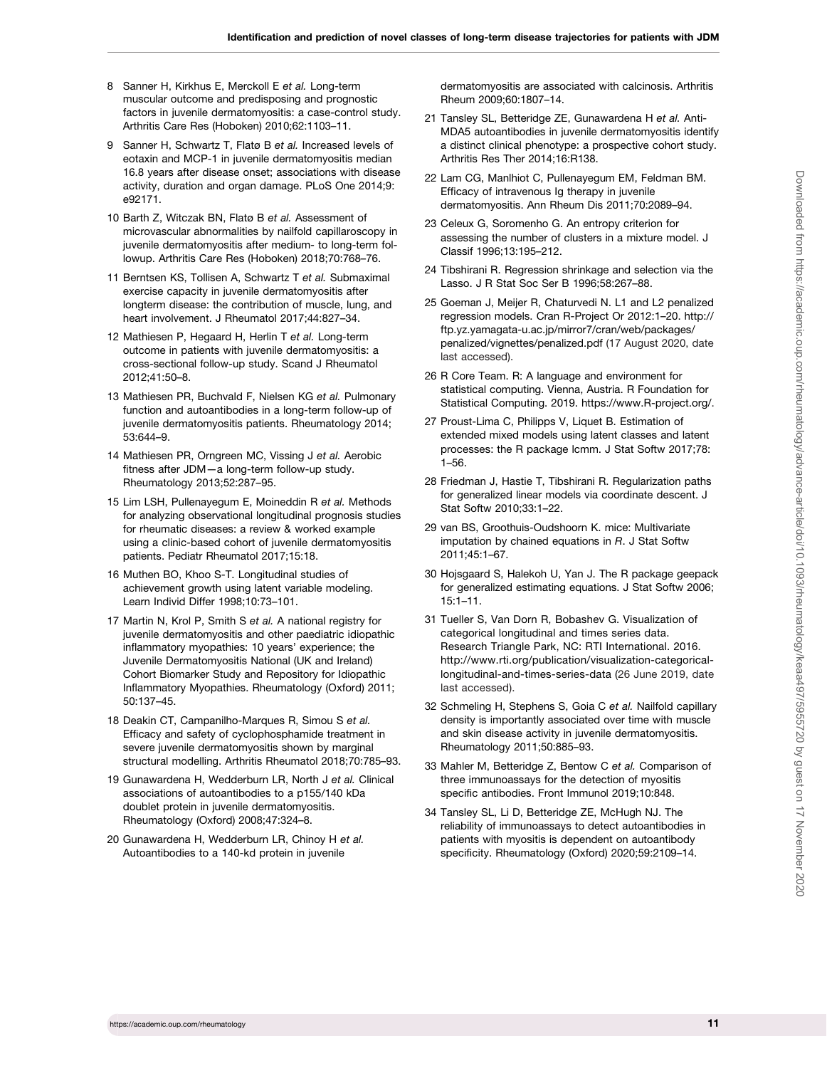8 Sanner H, Kirkhus E, Merckoll E *et al.* Long-term muscular outcome and predisposing and prognostic factors in juvenile dermatomyositis: a case-control study. Arthritis Care Res (Hoboken) 2010;62:1103–11.

9 Sanner H, Schwartz T, Flatø B *et al.* Increased levels of eotaxin and MCP-1 in juvenile dermatomyositis median 16.8 years after disease onset; associations with disease activity, duration and organ damage. PLoS One 2014;9: e92171.

10 Barth Z, Witczak BN, Flatø B *et al.* Assessment of microvascular abnormalities by nailfold capillaroscopy in juvenile dermatomyositis after medium- to long-term followup. Arthritis Care Res (Hoboken) 2018;70:768–76.

11 Berntsen KS, Tollisen A, Schwartz T *et al.* Submaximal exercise capacity in juvenile dermatomyositis after longterm disease: the contribution of muscle, lung, and heart involvement. J Rheumatol 2017;44:827–34.

12 Mathiesen P, Hegaard H, Herlin T *et al.* Long-term outcome in patients with juvenile dermatomyositis: a cross-sectional follow-up study. Scand J Rheumatol 2012;41:50–8.

13 Mathiesen PR, Buchvald F, Nielsen KG *et al.* Pulmonary function and autoantibodies in a long-term follow-up of juvenile dermatomyositis patients. Rheumatology 2014; 53:644–9.

14 Mathiesen PR, Orngreen MC, Vissing J *et al.* Aerobic fitness after JDM—a long-term follow-up study. Rheumatology 2013;52:287–95.

15 Lim LSH, Pullenayegum E, Moineddin R *et al.* Methods for analyzing observational longitudinal prognosis studies for rheumatic diseases: a review & worked example using a clinic-based cohort of juvenile dermatomyositis patients. Pediatr Rheumatol 2017;15:18.

16 Muthen BO, Khoo S-T. Longitudinal studies of achievement growth using latent variable modeling. Learn Individ Differ 1998;10:73–101.

17 Martin N, Krol P, Smith S *et al.* A national registry for juvenile dermatomyositis and other paediatric idiopathic inflammatory myopathies: 10 years' experience; the Juvenile Dermatomyositis National (UK and Ireland) Cohort Biomarker Study and Repository for Idiopathic Inflammatory Myopathies. Rheumatology (Oxford) 2011; 50:137–45.

18 Deakin CT, Campanilho-Marques R, Simou S *et al.* Efficacy and safety of cyclophosphamide treatment in severe juvenile dermatomyositis shown by marginal structural modelling. Arthritis Rheumatol 2018;70:785–93.

19 Gunawardena H, Wedderburn LR, North J *et al.* Clinical associations of autoantibodies to a p155/140 kDa doublet protein in juvenile dermatomyositis. Rheumatology (Oxford) 2008;47:324–8.

20 Gunawardena H, Wedderburn LR, Chinoy H *et al.* Autoantibodies to a 140-kd protein in juvenile dermatomyositis are associated with calcinosis. Arthritis Rheum 2009;60:1807–14.

21 Tansley SL, Betteridge ZE, Gunawardena H *et al.* Anti-MDA5 autoantibodies in juvenile dermatomyositis identify a distinct clinical phenotype: a prospective cohort study. Arthritis Res Ther 2014;16:R138.

22 Lam CG, Manlhiot C, Pullenayegum EM, Feldman BM. Efficacy of intravenous Ig therapy in juvenile dermatomyositis. Ann Rheum Dis 2011;70:2089–94.

23 Celeux G, Soromenho G. An entropy criterion for assessing the number of clusters in a mixture model. J Classif 1996;13:195–212.

24 Tibshirani R. Regression shrinkage and selection via the Lasso. J R Stat Soc Ser B 1996;58:267–88.

25 Goeman J, Meijer R, Chaturvedi N. L1 and L2 penalized regression models. Cran R-Project Or 2012:1–20. http://ftp.yz.yamagata-u.ac.jp/mirror7/cran/web/packages/penalized/vignettes/penalized.pdf (17 August 2020, date last accessed).

26 R Core Team. R: A language and environment for statistical computing. Vienna, Austria. R Foundation for Statistical Computing. 2019. https://www.R-project.org/.

27 Proust-Lima C, Philipps V, Liquet B. Estimation of extended mixed models using latent classes and latent processes: the R package lcmm. J Stat Softw 2017;78: 1–56.

28 Friedman J, Hastie T, Tibshirani R. Regularization paths for generalized linear models via coordinate descent. J Stat Softw 2010;33:1–22.

29 van BS, Groothuis-Oudshoorn K. mice: Multivariate imputation by chained equations in *R*. J Stat Softw 2011;45:1–67.

30 Hojsgaard S, Halekoh U, Yan J. The R package geepack for generalized estimating equations. J Stat Softw 2006; 15:1–11.

31 Tueller S, Van Dorn R, Bobashev G. Visualization of categorical longitudinal and times series data. Research Triangle Park, NC: RTI International. 2016. http://www.rti.org/publication/visualization-categorical-longitudinal-and-times-series-data (26 June 2019, date last accessed).

32 Schmeling H, Stephens S, Goia C *et al.* Nailfold capillary density is importantly associated over time with muscle and skin disease activity in juvenile dermatomyositis. Rheumatology 2011;50:885–93.

33 Mahler M, Betteridge Z, Bentow C *et al.* Comparison of three immunoassays for the detection of myositis specific antibodies. Front Immunol 2019;10:848.

34 Tansley SL, Li D, Betteridge ZE, McHugh NJ. The reliability of immunoassays to detect autoantibodies in patients with myositis is dependent on autoantibody specificity. Rheumatology (Oxford) 2020;59:2109–14.